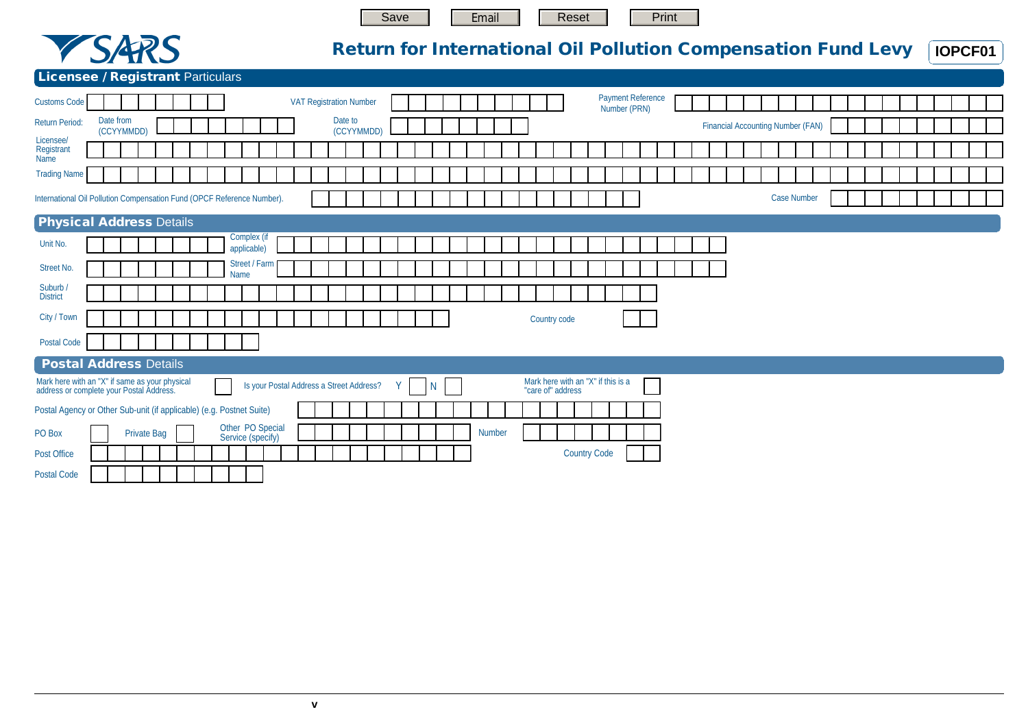Save Email Reset Print

SARS

# Return for International Oil Pollution Compensation Fund Levy

**IOPCF01**

## Licensee / Registrant Particulars

Customs Code

VAT Registration Number

Payment Reference Number (PRN)

Return Period: Date from (CCYYMMDD) Date to (CCYYMMDD)

Financial Accounting Number (FAN)

Licensee/ Registrant Name

Trading Name

International Oil Pollution Compensation Fund (OPCF Reference Number).

Case Number

## Physical Address Details

Unit No.

Complex (if applicable)

Street No.

Street / Farm Name

Suburb / District

City / Town

Country code

Postal Code

## Postal Address Details

Mark here with an "X" if same as your physical address or complete your Postal Address.

Is your Postal Address a Street Address? Y N

Mark here with an "X" if this is a "care of" address

Postal Agency or Other Sub-unit (if applicable) (e.g. Postnet Suite)

PO Box Private Bag Other PO Special Service (specify)

Number

Post Office

Country Code

Postal Code

v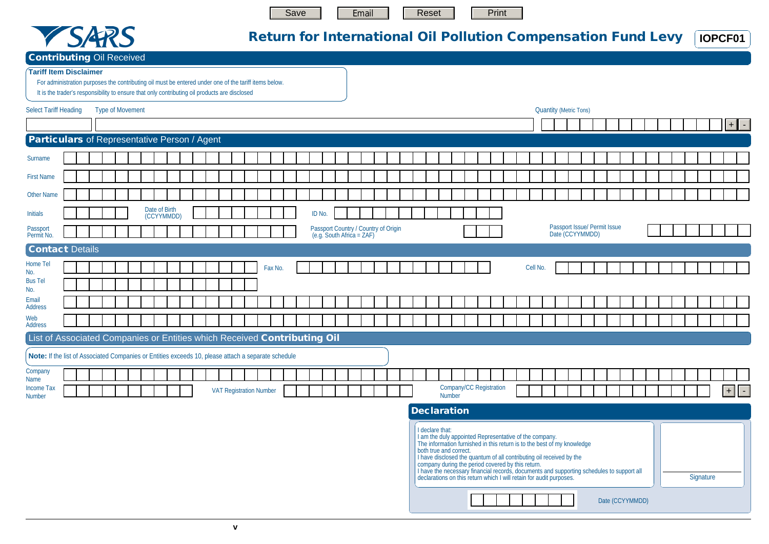Save Email Reset Print

SARS

# Return for International Oil Pollution Compensation Fund Levy

**IOPCF01**

## Contributing Oil Received

**Tariff Item Disclaimer**

For administration purposes the contributing oil must be entered under one of the tariff items below.

It is the trader's responsibility to ensure that only contributing oil products are disclosed

| Select Tariff Heading | Type of Movement | Quantity (Metric Tons) |
|---|---|---|
| | | |

## Particulars of Representative Person / Agent

Surname

First Name

Other Name

Initials

Date of Birth (CCYYMMDD)

ID No.

Passport Permit No.

Passport Country / Country of Origin (e.g. South Africa = ZAF)

Passport Issue/ Permit Issue Date (CCYYMMDD)

## Contact Details

Home Tel No.

Fax No.

Cell No.

Bus Tel No.

Email Address

Web Address

## List of Associated Companies or Entities which Received Contributing Oil

**Note:** If the list of Associated Companies or Entities exceeds 10, please attach a separate schedule

Company Name

Income Tax Number

VAT Registration Number

Company/CC Registration Number

## Declaration

I declare that:
I am the duly appointed Representative of the company.
The information furnished in this return is to the best of my knowledge both true and correct.
I have disclosed the quantum of all contributing oil received by the company during the period covered by this return.
I have the necessary financial records, documents and supporting schedules to support all declarations on this return which I will retain for audit purposes.

Signature

Date (CCYYMMDD)